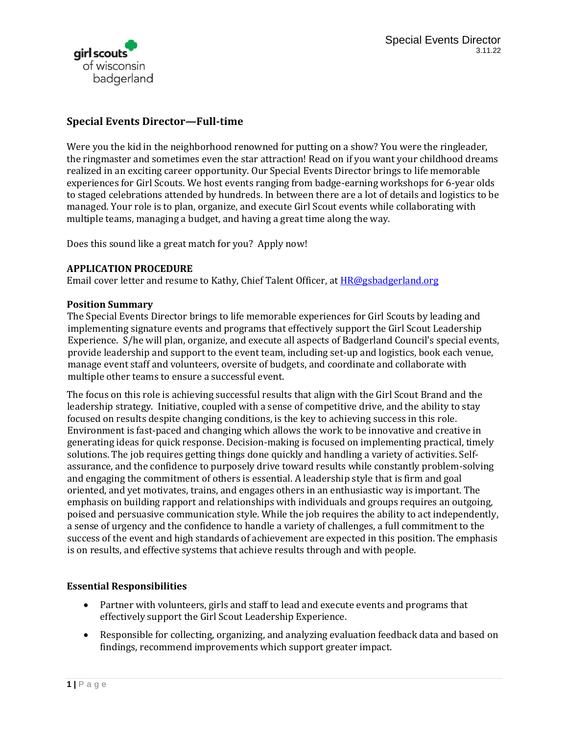# Special Events Director—Full-time

Were you the kid in the neighborhood renowned for putting on a show? You were the ringleader, the ringmaster and sometimes even the star attraction! Read on if you want your childhood dreams realized in an exciting career opportunity. Our Special Events Director brings to life memorable experiences for Girl Scouts. We host events ranging from badge-earning workshops for 6-year olds to staged celebrations attended by hundreds. In between there are a lot of details and logistics to be managed. Your role is to plan, organize, and execute Girl Scout events while collaborating with multiple teams, managing a budget, and having a great time along the way.

Does this sound like a great match for you? Apply now!

**APPLICATION PROCEDURE**
Email cover letter and resume to Kathy, Chief Talent Officer, at HR@gsbadgerland.org

**Position Summary**
The Special Events Director brings to life memorable experiences for Girl Scouts by leading and implementing signature events and programs that effectively support the Girl Scout Leadership Experience. S/he will plan, organize, and execute all aspects of Badgerland Council's special events, provide leadership and support to the event team, including set-up and logistics, book each venue, manage event staff and volunteers, oversite of budgets, and coordinate and collaborate with multiple other teams to ensure a successful event.

The focus on this role is achieving successful results that align with the Girl Scout Brand and the leadership strategy. Initiative, coupled with a sense of competitive drive, and the ability to stay focused on results despite changing conditions, is the key to achieving success in this role. Environment is fast-paced and changing which allows the work to be innovative and creative in generating ideas for quick response. Decision-making is focused on implementing practical, timely solutions. The job requires getting things done quickly and handling a variety of activities. Self-assurance, and the confidence to purposely drive toward results while constantly problem-solving and engaging the commitment of others is essential. A leadership style that is firm and goal oriented, and yet motivates, trains, and engages others in an enthusiastic way is important. The emphasis on building rapport and relationships with individuals and groups requires an outgoing, poised and persuasive communication style. While the job requires the ability to act independently, a sense of urgency and the confidence to handle a variety of challenges, a full commitment to the success of the event and high standards of achievement are expected in this position. The emphasis is on results, and effective systems that achieve results through and with people.

**Essential Responsibilities**

- Partner with volunteers, girls and staff to lead and execute events and programs that effectively support the Girl Scout Leadership Experience.
- Responsible for collecting, organizing, and analyzing evaluation feedback data and based on findings, recommend improvements which support greater impact.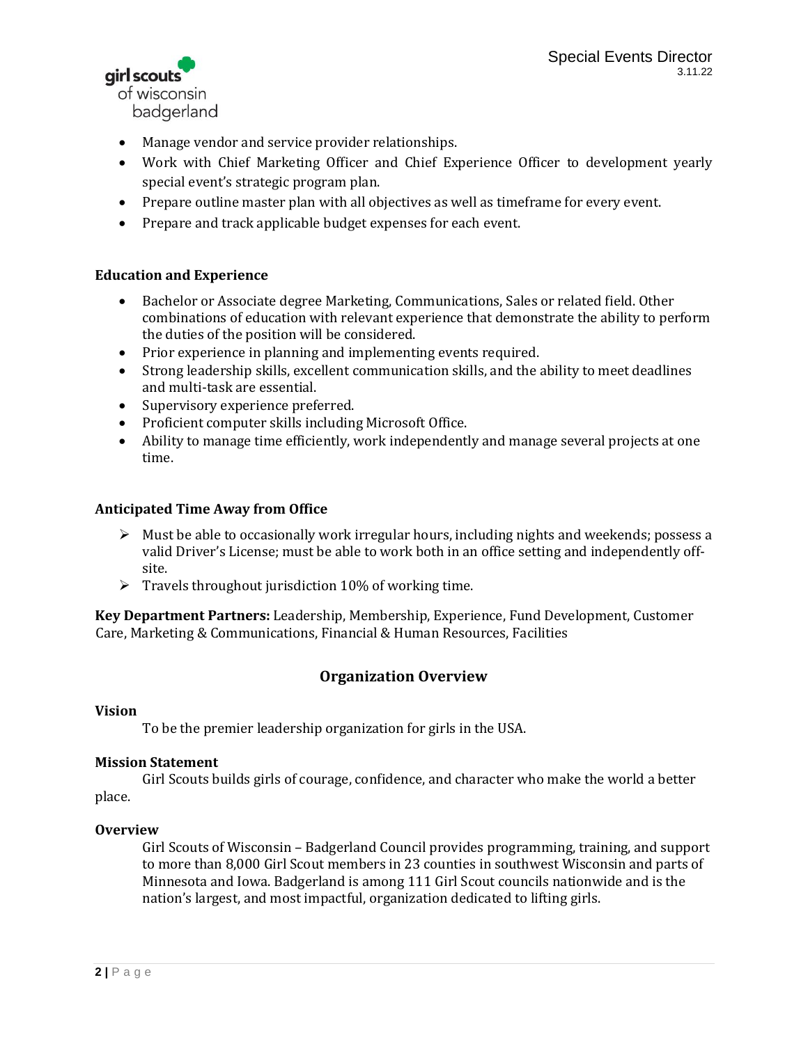- Manage vendor and service provider relationships.
- Work with Chief Marketing Officer and Chief Experience Officer to development yearly special event's strategic program plan.
- Prepare outline master plan with all objectives as well as timeframe for every event.
- Prepare and track applicable budget expenses for each event.

**Education and Experience**

- Bachelor or Associate degree Marketing, Communications, Sales or related field. Other combinations of education with relevant experience that demonstrate the ability to perform the duties of the position will be considered.
- Prior experience in planning and implementing events required.
- Strong leadership skills, excellent communication skills, and the ability to meet deadlines and multi-task are essential.
- Supervisory experience preferred.
- Proficient computer skills including Microsoft Office.
- Ability to manage time efficiently, work independently and manage several projects at one time.

**Anticipated Time Away from Office**

- Must be able to occasionally work irregular hours, including nights and weekends; possess a valid Driver's License; must be able to work both in an office setting and independently off-site.
- Travels throughout jurisdiction 10% of working time.

**Key Department Partners:** Leadership, Membership, Experience, Fund Development, Customer Care, Marketing & Communications, Financial & Human Resources, Facilities

## Organization Overview

**Vision**

To be the premier leadership organization for girls in the USA.

**Mission Statement**

Girl Scouts builds girls of courage, confidence, and character who make the world a better place.

**Overview**

Girl Scouts of Wisconsin – Badgerland Council provides programming, training, and support to more than 8,000 Girl Scout members in 23 counties in southwest Wisconsin and parts of Minnesota and Iowa. Badgerland is among 111 Girl Scout councils nationwide and is the nation's largest, and most impactful, organization dedicated to lifting girls.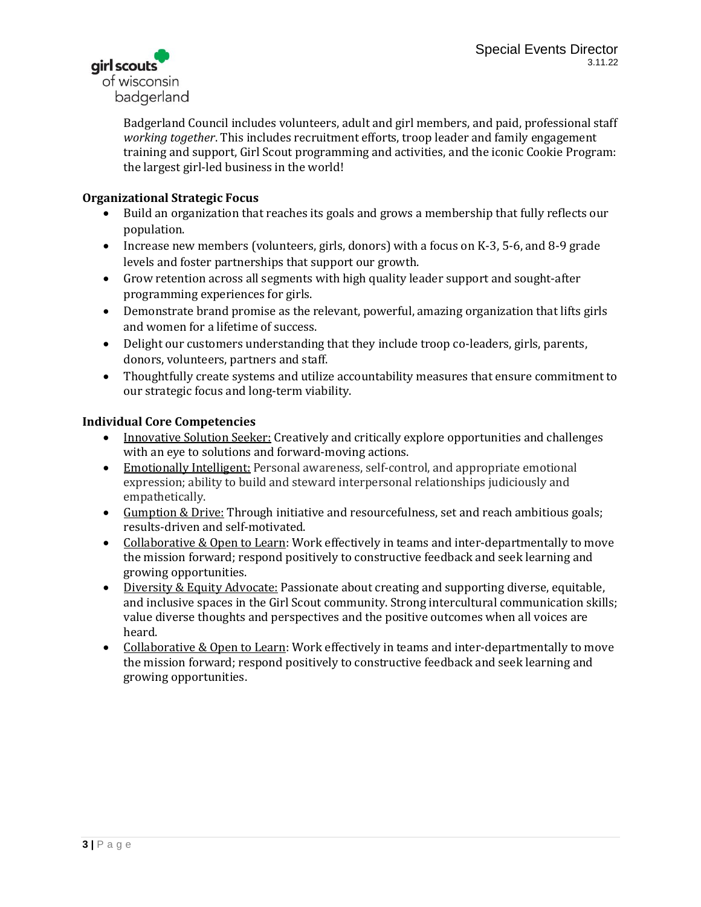Badgerland Council includes volunteers, adult and girl members, and paid, professional staff *working together*. This includes recruitment efforts, troop leader and family engagement training and support, Girl Scout programming and activities, and the iconic Cookie Program: the largest girl-led business in the world!

**Organizational Strategic Focus**

- Build an organization that reaches its goals and grows a membership that fully reflects our population.
- Increase new members (volunteers, girls, donors) with a focus on K-3, 5-6, and 8-9 grade levels and foster partnerships that support our growth.
- Grow retention across all segments with high quality leader support and sought-after programming experiences for girls.
- Demonstrate brand promise as the relevant, powerful, amazing organization that lifts girls and women for a lifetime of success.
- Delight our customers understanding that they include troop co-leaders, girls, parents, donors, volunteers, partners and staff.
- Thoughtfully create systems and utilize accountability measures that ensure commitment to our strategic focus and long-term viability.

**Individual Core Competencies**

- <u>Innovative Solution Seeker:</u> Creatively and critically explore opportunities and challenges with an eye to solutions and forward-moving actions.
- <u>Emotionally Intelligent:</u> Personal awareness, self-control, and appropriate emotional expression; ability to build and steward interpersonal relationships judiciously and empathetically.
- <u>Gumption & Drive:</u> Through initiative and resourcefulness, set and reach ambitious goals; results-driven and self-motivated.
- <u>Collaborative & Open to Learn</u>: Work effectively in teams and inter-departmentally to move the mission forward; respond positively to constructive feedback and seek learning and growing opportunities.
- <u>Diversity & Equity Advocate:</u> Passionate about creating and supporting diverse, equitable, and inclusive spaces in the Girl Scout community. Strong intercultural communication skills; value diverse thoughts and perspectives and the positive outcomes when all voices are heard.
- <u>Collaborative & Open to Learn</u>: Work effectively in teams and inter-departmentally to move the mission forward; respond positively to constructive feedback and seek learning and growing opportunities.